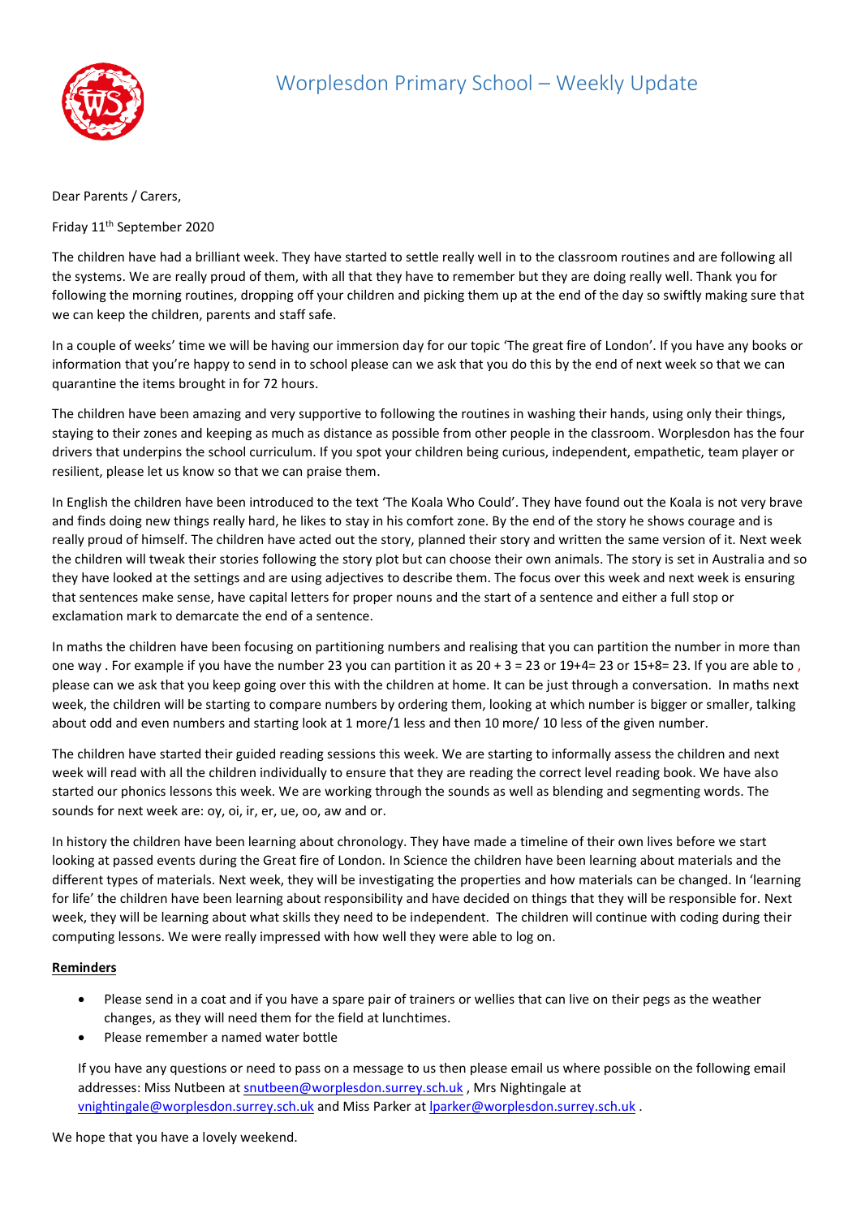# Worplesdon Primary School – Weekly Update

Dear Parents / Carers,

Friday 11th September 2020

The children have had a brilliant week. They have started to settle really well in to the classroom routines and are following all the systems. We are really proud of them, with all that they have to remember but they are doing really well. Thank you for following the morning routines, dropping off your children and picking them up at the end of the day so swiftly making sure that we can keep the children, parents and staff safe.

In a couple of weeks' time we will be having our immersion day for our topic 'The great fire of London'. If you have any books or information that you're happy to send in to school please can we ask that you do this by the end of next week so that we can quarantine the items brought in for 72 hours.

The children have been amazing and very supportive to following the routines in washing their hands, using only their things, staying to their zones and keeping as much as distance as possible from other people in the classroom. Worplesdon has the four drivers that underpins the school curriculum. If you spot your children being curious, independent, empathetic, team player or resilient, please let us know so that we can praise them.

In English the children have been introduced to the text 'The Koala Who Could'. They have found out the Koala is not very brave and finds doing new things really hard, he likes to stay in his comfort zone. By the end of the story he shows courage and is really proud of himself. The children have acted out the story, planned their story and written the same version of it. Next week the children will tweak their stories following the story plot but can choose their own animals. The story is set in Australia and so they have looked at the settings and are using adjectives to describe them. The focus over this week and next week is ensuring that sentences make sense, have capital letters for proper nouns and the start of a sentence and either a full stop or exclamation mark to demarcate the end of a sentence.

In maths the children have been focusing on partitioning numbers and realising that you can partition the number in more than one way . For example if you have the number 23 you can partition it as 20 + 3 = 23 or 19+4= 23 or 15+8= 23. If you are able to , please can we ask that you keep going over this with the children at home. It can be just through a conversation. In maths next week, the children will be starting to compare numbers by ordering them, looking at which number is bigger or smaller, talking about odd and even numbers and starting look at 1 more/1 less and then 10 more/ 10 less of the given number.

The children have started their guided reading sessions this week. We are starting to informally assess the children and next week will read with all the children individually to ensure that they are reading the correct level reading book. We have also started our phonics lessons this week. We are working through the sounds as well as blending and segmenting words. The sounds for next week are: oy, oi, ir, er, ue, oo, aw and or.

In history the children have been learning about chronology. They have made a timeline of their own lives before we start looking at passed events during the Great fire of London. In Science the children have been learning about materials and the different types of materials. Next week, they will be investigating the properties and how materials can be changed. In 'learning for life' the children have been learning about responsibility and have decided on things that they will be responsible for. Next week, they will be learning about what skills they need to be independent. The children will continue with coding during their computing lessons. We were really impressed with how well they were able to log on.

**Reminders**

- Please send in a coat and if you have a spare pair of trainers or wellies that can live on their pegs as the weather changes, as they will need them for the field at lunchtimes.
- Please remember a named water bottle

If you have any questions or need to pass on a message to us then please email us where possible on the following email addresses: Miss Nutbeen at snutbeen@worplesdon.surrey.sch.uk , Mrs Nightingale at vnightingale@worplesdon.surrey.sch.uk and Miss Parker at lparker@worplesdon.surrey.sch.uk .

We hope that you have a lovely weekend.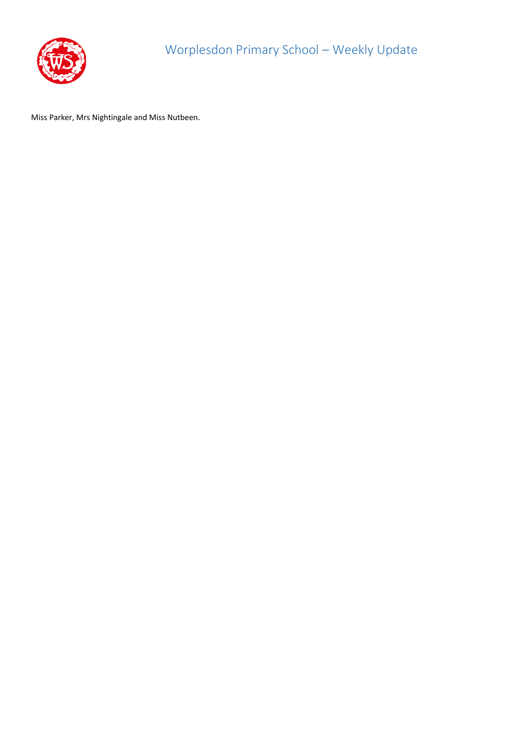Miss Parker, Mrs Nightingale and Miss Nutbeen.